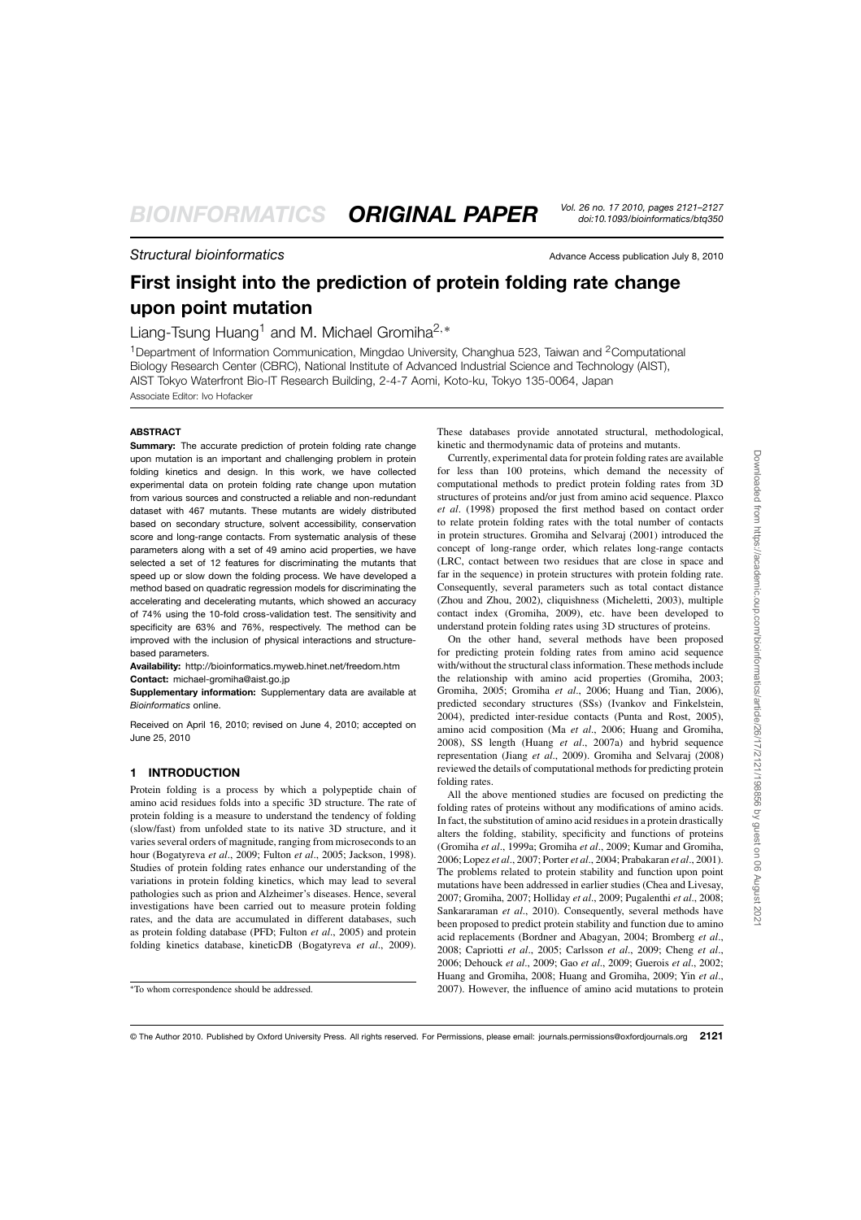*Structural bioinformatics*

# First insight into the prediction of protein folding rate change upon point mutation

Liang-Tsung Huang[1] and M. Michael Gromiha[2,*]

[1]Department of Information Communication, Mingdao University, Changhua 523, Taiwan and [2]Computational Biology Research Center (CBRC), National Institute of Advanced Industrial Science and Technology (AIST), AIST Tokyo Waterfront Bio-IT Research Building, 2-4-7 Aomi, Koto-ku, Tokyo 135-0064, Japan

Associate Editor: Ivo Hofacker

## ABSTRACT

**Summary:** The accurate prediction of protein folding rate change upon mutation is an important and challenging problem in protein folding kinetics and design. In this work, we have collected experimental data on protein folding rate change upon mutation from various sources and constructed a reliable and non-redundant dataset with 467 mutants. These mutants are widely distributed based on secondary structure, solvent accessibility, conservation score and long-range contacts. From systematic analysis of these parameters along with a set of 49 amino acid properties, we have selected a set of 12 features for discriminating the mutants that speed up or slow down the folding process. We have developed a method based on quadratic regression models for discriminating the accelerating and decelerating mutants, which showed an accuracy of 74% using the 10-fold cross-validation test. The sensitivity and specificity are 63% and 76%, respectively. The method can be improved with the inclusion of physical interactions and structure-based parameters.

**Availability:** http://bioinformatics.myweb.hinet.net/freedom.htm

**Contact:** michael-gromiha@aist.go.jp

**Supplementary information:** Supplementary data are available at *Bioinformatics* online.

Received on April 16, 2010; revised on June 4, 2010; accepted on June 25, 2010

## 1 INTRODUCTION

Protein folding is a process by which a polypeptide chain of amino acid residues folds into a specific 3D structure. The rate of protein folding is a measure to understand the tendency of folding (slow/fast) from unfolded state to its native 3D structure, and it varies several orders of magnitude, ranging from microseconds to an hour (Bogatyreva *et al*., 2009; Fulton *et al*., 2005; Jackson, 1998). Studies of protein folding rates enhance our understanding of the variations in protein folding kinetics, which may lead to several pathologies such as prion and Alzheimer's diseases. Hence, several investigations have been carried out to measure protein folding rates, and the data are accumulated in different databases, such as protein folding database (PFD; Fulton *et al*., 2005) and protein folding kinetics database, kineticDB (Bogatyreva *et al*., 2009). These databases provide annotated structural, methodological, kinetic and thermodynamic data of proteins and mutants.

Currently, experimental data for protein folding rates are available for less than 100 proteins, which demand the necessity of computational methods to predict protein folding rates from 3D structures of proteins and/or just from amino acid sequence. Plaxco *et al*. (1998) proposed the first method based on contact order to relate protein folding rates with the total number of contacts in protein structures. Gromiha and Selvaraj (2001) introduced the concept of long-range order, which relates long-range contacts (LRC, contact between two residues that are close in space and far in the sequence) in protein structures with protein folding rate. Consequently, several parameters such as total contact distance (Zhou and Zhou, 2002), cliquishness (Micheletti, 2003), multiple contact index (Gromiha, 2009), etc. have been developed to understand protein folding rates using 3D structures of proteins.

On the other hand, several methods have been proposed for predicting protein folding rates from amino acid sequence with/without the structural class information. These methods include the relationship with amino acid properties (Gromiha, 2003; Gromiha, 2005; Gromiha *et al*., 2006; Huang and Tian, 2006), predicted secondary structures (SSs) (Ivankov and Finkelstein, 2004), predicted inter-residue contacts (Punta and Rost, 2005), amino acid composition (Ma *et al*., 2006; Huang and Gromiha, 2008), SS length (Huang *et al*., 2007a) and hybrid sequence representation (Jiang *et al*., 2009). Gromiha and Selvaraj (2008) reviewed the details of computational methods for predicting protein folding rates.

All the above mentioned studies are focused on predicting the folding rates of proteins without any modifications of amino acids. In fact, the substitution of amino acid residues in a protein drastically alters the folding, stability, specificity and functions of proteins (Gromiha *et al*., 1999a; Gromiha *et al*., 2009; Kumar and Gromiha, 2006; Lopez *et al*., 2007; Porter *et al*., 2004; Prabakaran *et al*., 2001). The problems related to protein stability and function upon point mutations have been addressed in earlier studies (Chea and Livesay, 2007; Gromiha, 2007; Holliday *et al*., 2009; Pugalenthi *et al*., 2008; Sankararaman *et al*., 2010). Consequently, several methods have been proposed to predict protein stability and function due to amino acid replacements (Bordner and Abagyan, 2004; Bromberg *et al*., 2008; Capriotti *et al*., 2005; Carlsson *et al*., 2009; Cheng *et al*., 2006; Dehouck *et al*., 2009; Gao *et al*., 2009; Guerois *et al*., 2002; Huang and Gromiha, 2008; Huang and Gromiha, 2009; Yin *et al*., 2007). However, the influence of amino acid mutations to protein

*To whom correspondence should be addressed.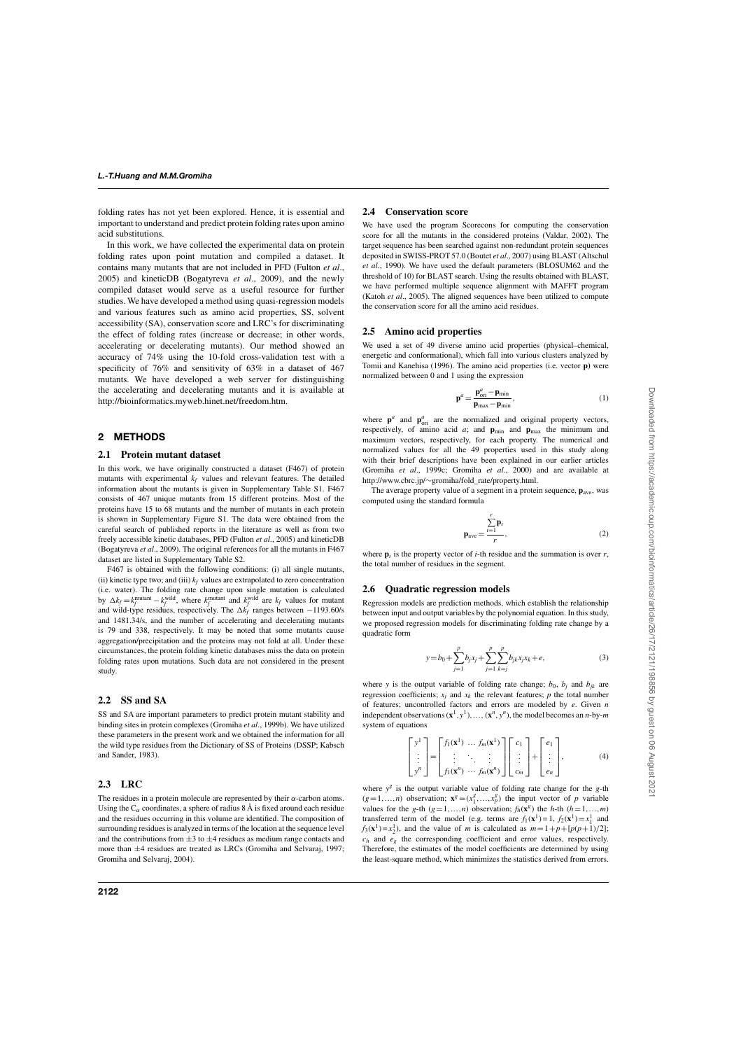folding rates has not yet been explored. Hence, it is essential and important to understand and predict protein folding rates upon amino acid substitutions.

In this work, we have collected the experimental data on protein folding rates upon point mutation and compiled a dataset. It contains many mutants that are not included in PFD (Fulton *et al.*, 2005) and kineticDB (Bogatyreva *et al.*, 2009), and the newly compiled dataset would serve as a useful resource for further studies. We have developed a method using quasi-regression models and various features such as amino acid properties, SS, solvent accessibility (SA), conservation score and LRC's for discriminating the effect of folding rates (increase or decrease; in other words, accelerating or decelerating mutants). Our method showed an accuracy of 74% using the 10-fold cross-validation test with a specificity of 76% and sensitivity of 63% in a dataset of 467 mutants. We have developed a web server for distinguishing the accelerating and decelerating mutants and it is available at http://bioinformatics.myweb.hinet.net/freedom.htm.

## 2 METHODS

### 2.1 Protein mutant dataset

In this work, we have originally constructed a dataset (F467) of protein mutants with experimental $k_f$ values and relevant features. The detailed information about the mutants is given in Supplementary Table S1. F467 consists of 467 unique mutants from 15 different proteins. Most of the proteins have 15 to 68 mutants and the number of mutants in each protein is shown in Supplementary Figure S1. The data were obtained from the careful search of published reports in the literature as well as from two freely accessible kinetic databases, PFD (Fulton *et al.*, 2005) and kineticDB (Bogatyreva *et al.*, 2009). The original references for all the mutants in F467 dataset are listed in Supplementary Table S2.

F467 is obtained with the following conditions: (i) all single mutants, (ii) kinetic type two; and (iii) $k_f$ values are extrapolated to zero concentration (i.e. water). The folding rate change upon single mutation is calculated by $\Delta k_f = k_f^{\mathrm{mutant}} - k_f^{\mathrm{wild}}$, where $k_f^{\mathrm{mutant}}$ and $k_f^{\mathrm{wild}}$ are $k_f$ values for mutant and wild-type residues, respectively. The $\Delta k_f$ ranges between −1193.60/s and 1481.34/s, and the number of accelerating and decelerating mutants is 79 and 338, respectively. It may be noted that some mutants cause aggregation/precipitation and the proteins may not fold at all. Under these circumstances, the protein folding kinetic databases miss the data on protein folding rates upon mutations. Such data are not considered in the present study.

### 2.2 SS and SA

SS and SA are important parameters to predict protein mutant stability and binding sites in protein complexes (Gromiha *et al.*, 1999b). We have utilized these parameters in the present work and we obtained the information for all the wild type residues from the Dictionary of SS of Proteins (DSSP; Kabsch and Sander, 1983).

### 2.3 LRC

The residues in a protein molecule are represented by their $\alpha$-carbon atoms. Using the $C_\alpha$ coordinates, a sphere of radius 8 Å is fixed around each residue and the residues occurring in this volume are identified. The composition of surrounding residues is analyzed in terms of the location at the sequence level and the contributions from ±3 to ±4 residues as medium range contacts and more than ±4 residues are treated as LRCs (Gromiha and Selvaraj, 1997; Gromiha and Selvaraj, 2004).

### 2.4 Conservation score

We have used the program Scorecons for computing the conservation score for all the mutants in the considered proteins (Valdar, 2002). The target sequence has been searched against non-redundant protein sequences deposited in SWISS-PROT 57.0 (Boutet *et al.*, 2007) using BLAST (Altschul *et al.*, 1990). We have used the default parameters (BLOSUM62 and the threshold of 10) for BLAST search. Using the results obtained with BLAST, we have performed multiple sequence alignment with MAFFT program (Katoh *et al.*, 2005). The aligned sequences have been utilized to compute the conservation score for all the amino acid residues.

### 2.5 Amino acid properties

We used a set of 49 diverse amino acid properties (physical–chemical, energetic and conformational), which fall into various clusters analyzed by Tomii and Kanehisa (1996). The amino acid properties (i.e. vector **p**) were normalized between 0 and 1 using the expression

$$\mathbf{p}^a = \frac{\mathbf{p}^a_{\mathrm{ori}} - \mathbf{p}_{\min}}{\mathbf{p}_{\max} - \mathbf{p}_{\min}}, \tag{1}$$

where $\mathbf{p}^a$ and $\mathbf{p}^a_{\mathrm{ori}}$ are the normalized and original property vectors, respectively, of amino acid *a*; and $\mathbf{p}_{\min}$ and $\mathbf{p}_{\max}$ the minimum and maximum vectors, respectively, for each property. The numerical and normalized values for all the 49 properties used in this study along with their brief descriptions have been explained in our earlier articles (Gromiha *et al.*, 1999c; Gromiha *et al.*, 2000) and are available at http://www.cbrc.jp/~gromiha/fold_rate/property.html.

The average property value of a segment in a protein sequence, $\mathbf{p}_{\mathrm{ave}}$, was computed using the standard formula

$$\mathbf{p}_{\mathrm{ave}} = \frac{\sum_{i=1}^{r} \mathbf{p}_i}{r}, \tag{2}$$

where $\mathbf{p}_i$ is the property vector of *i*-th residue and the summation is over *r*, the total number of residues in the segment.

### 2.6 Quadratic regression models

Regression models are prediction methods, which establish the relationship between input and output variables by the polynomial equation. In this study, we proposed regression models for discriminating folding rate change by a quadratic form

$$y = b_0 + \sum_{j=1}^{p} b_j x_j + \sum_{j=1}^{p} \sum_{k=j}^{p} b_{jk} x_j x_k + e, \tag{3}$$

where *y* is the output variable of folding rate change; $b_0$, $b_j$ and $b_{jk}$ are regression coefficients; $x_j$ and $x_k$ the relevant features; *p* the total number of features; uncontrolled factors and errors are modeled by *e*. Given *n* independent observations $(\mathbf{x}^1, y^1), \ldots, (\mathbf{x}^n, y^n)$, the model becomes an *n*-by-*m* system of equations

$$\begin{bmatrix} y^1 \\ \vdots \\ y^n \end{bmatrix} = \begin{bmatrix} f_1(\mathbf{x}^1) & \ldots & f_m(\mathbf{x}^1) \\ \vdots & \ddots & \vdots \\ f_1(\mathbf{x}^n) & \cdots & f_m(\mathbf{x}^n) \end{bmatrix} \begin{bmatrix} c_1 \\ \vdots \\ c_m \end{bmatrix} + \begin{bmatrix} e_1 \\ \vdots \\ e_n \end{bmatrix}, \tag{4}$$

where $y^g$ is the output variable value of folding rate change for the *g*-th $(g=1,\ldots,n)$ observation; $\mathbf{x}^g = (x_1^g, \ldots, x_p^g)$ the input vector of *p* variable values for the *g*-th $(g=1,\ldots,n)$ observation; $f_h(\mathbf{x}^g)$ the *h*-th $(h=1,\ldots,m)$ transferred term of the model (e.g. terms are $f_1(\mathbf{x}^1)=1$, $f_2(\mathbf{x}^1)=x_1^1$ and $f_3(\mathbf{x}^1)=x_2^1$), and the value of *m* is calculated as $m = 1 + p + [p(p+1)/2]$; $c_h$ and $e_g$ the corresponding coefficient and error values, respectively. Therefore, the estimates of the model coefficients are determined by using the least-square method, which minimizes the statistics derived from errors.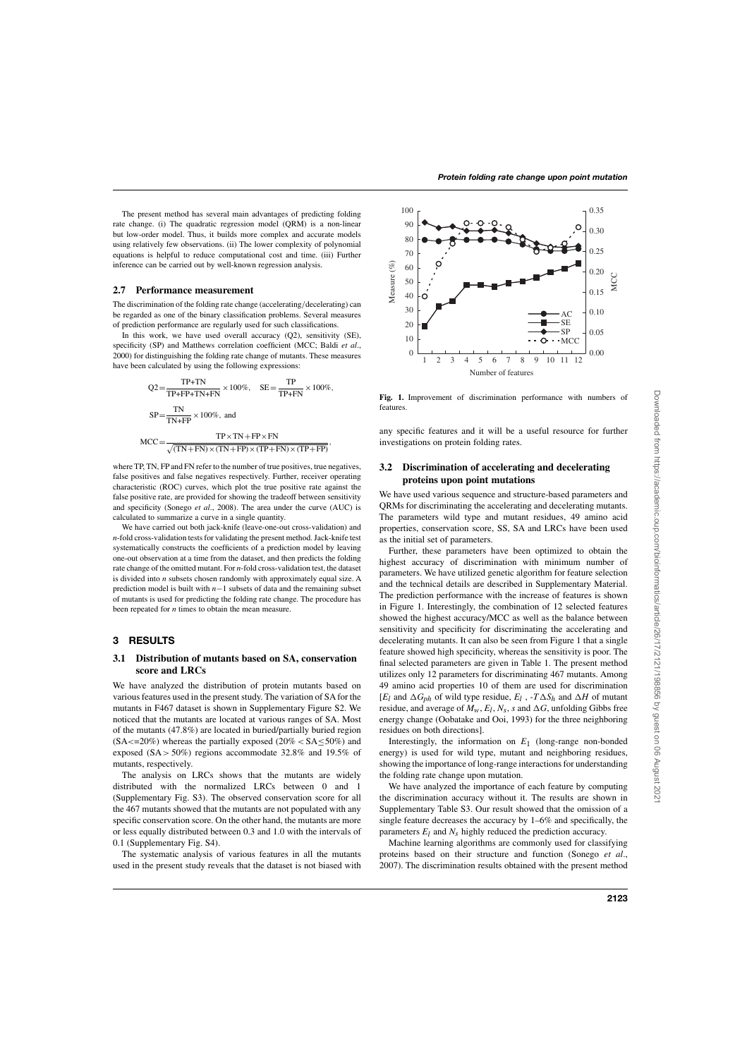The present method has several main advantages of predicting folding rate change. (i) The quadratic regression model (QRM) is a non-linear but low-order model. Thus, it builds more complex and accurate models using relatively few observations. (ii) The lower complexity of polynomial equations is helpful to reduce computational cost and time. (iii) Further inference can be carried out by well-known regression analysis.

### 2.7 Performance measurement

The discrimination of the folding rate change (accelerating/decelerating) can be regarded as one of the binary classification problems. Several measures of prediction performance are regularly used for such classifications.

In this work, we have used overall accuracy (Q2), sensitivity (SE), specificity (SP) and Matthews correlation coefficient (MCC; Baldi *et al*., 2000) for distinguishing the folding rate change of mutants. These measures have been calculated by using the following expressions:

$$\mathrm{Q2} = \frac{\mathrm{TP+TN}}{\mathrm{TP+FP+TN+FN}} \times 100\%, \quad \mathrm{SE} = \frac{\mathrm{TP}}{\mathrm{TP+FN}} \times 100\%,$$

$$\mathrm{SP} = \frac{\mathrm{TN}}{\mathrm{TN+FP}} \times 100\%, \text{ and}$$

$$\mathrm{MCC} = \frac{\mathrm{TP} \times \mathrm{TN} + \mathrm{FP} \times \mathrm{FN}}{\sqrt{(\mathrm{TN+FN}) \times (\mathrm{TN+FP}) \times (\mathrm{TP+FN}) \times (\mathrm{TP+FP})}},$$

where TP, TN, FP and FN refer to the number of true positives, true negatives, false positives and false negatives respectively. Further, receiver operating characteristic (ROC) curves, which plot the true positive rate against the false positive rate, are provided for showing the tradeoff between sensitivity and specificity (Sonego *et al*., 2008). The area under the curve (AUC) is calculated to summarize a curve in a single quantity.

We have carried out both jack-knife (leave-one-out cross-validation) and *n*-fold cross-validation tests for validating the present method. Jack-knife test systematically constructs the coefficients of a prediction model by leaving one-out observation at a time from the dataset, and then predicts the folding rate change of the omitted mutant. For *n*-fold cross-validation test, the dataset is divided into *n* subsets chosen randomly with approximately equal size. A prediction model is built with $n-1$ subsets of data and the remaining subset of mutants is used for predicting the folding rate change. The procedure has been repeated for *n* times to obtain the mean measure.

## 3 RESULTS

### 3.1 Distribution of mutants based on SA, conservation score and LRCs

We have analyzed the distribution of protein mutants based on various features used in the present study. The variation of SA for the mutants in F467 dataset is shown in Supplementary Figure S2. We noticed that the mutants are located at various ranges of SA. Most of the mutants (47.8%) are located in buried/partially buried region (SA<=20%) whereas the partially exposed (20% < SA ≤ 50%) and exposed (SA > 50%) regions accommodate 32.8% and 19.5% of mutants, respectively.

The analysis on LRCs shows that the mutants are widely distributed with the normalized LRCs between 0 and 1 (Supplementary Fig. S3). The observed conservation score for all the 467 mutants showed that the mutants are not populated with any specific conservation score. On the other hand, the mutants are more or less equally distributed between 0.3 and 1.0 with the intervals of 0.1 (Supplementary Fig. S4).

The systematic analysis of various features in all the mutants used in the present study reveals that the dataset is not biased with any specific features and it will be a useful resource for further investigations on protein folding rates.

**Fig. 1.** Improvement of discrimination performance with numbers of features.

### 3.2 Discrimination of accelerating and decelerating proteins upon point mutations

We have used various sequence and structure-based parameters and QRMs for discriminating the accelerating and decelerating mutants. The parameters wild type and mutant residues, 49 amino acid properties, conservation score, SS, SA and LRCs have been used as the initial set of parameters.

Further, these parameters have been optimized to obtain the highest accuracy of discrimination with minimum number of parameters. We have utilized genetic algorithm for feature selection and the technical details are described in Supplementary Material. The prediction performance with the increase of features is shown in Figure 1. Interestingly, the combination of 12 selected features showed the highest accuracy/MCC as well as the balance between sensitivity and specificity for discriminating the accelerating and decelerating mutants. It can also be seen from Figure 1 that a single feature showed high specificity, whereas the sensitivity is poor. The final selected parameters are given in Table 1. The present method utilizes only 12 parameters for discriminating 467 mutants. Among 49 amino acid properties 10 of them are used for discrimination [$E_l$ and $\Delta G_{ph}$ of wild type residue, $E_l$, $-T\Delta S_h$ and $\Delta H$ of mutant residue, and average of $M_w$, $E_l$, $N_s$, $s$ and $\Delta G$, unfolding Gibbs free energy change (Oobatake and Ooi, 1993) for the three neighboring residues on both directions].

Interestingly, the information on $E_1$ (long-range non-bonded energy) is used for wild type, mutant and neighboring residues, showing the importance of long-range interactions for understanding the folding rate change upon mutation.

We have analyzed the importance of each feature by computing the discrimination accuracy without it. The results are shown in Supplementary Table S3. Our result showed that the omission of a single feature decreases the accuracy by 1–6% and specifically, the parameters $E_l$ and $N_s$ highly reduced the prediction accuracy.

Machine learning algorithms are commonly used for classifying proteins based on their structure and function (Sonego *et al*., 2007). The discrimination results obtained with the present method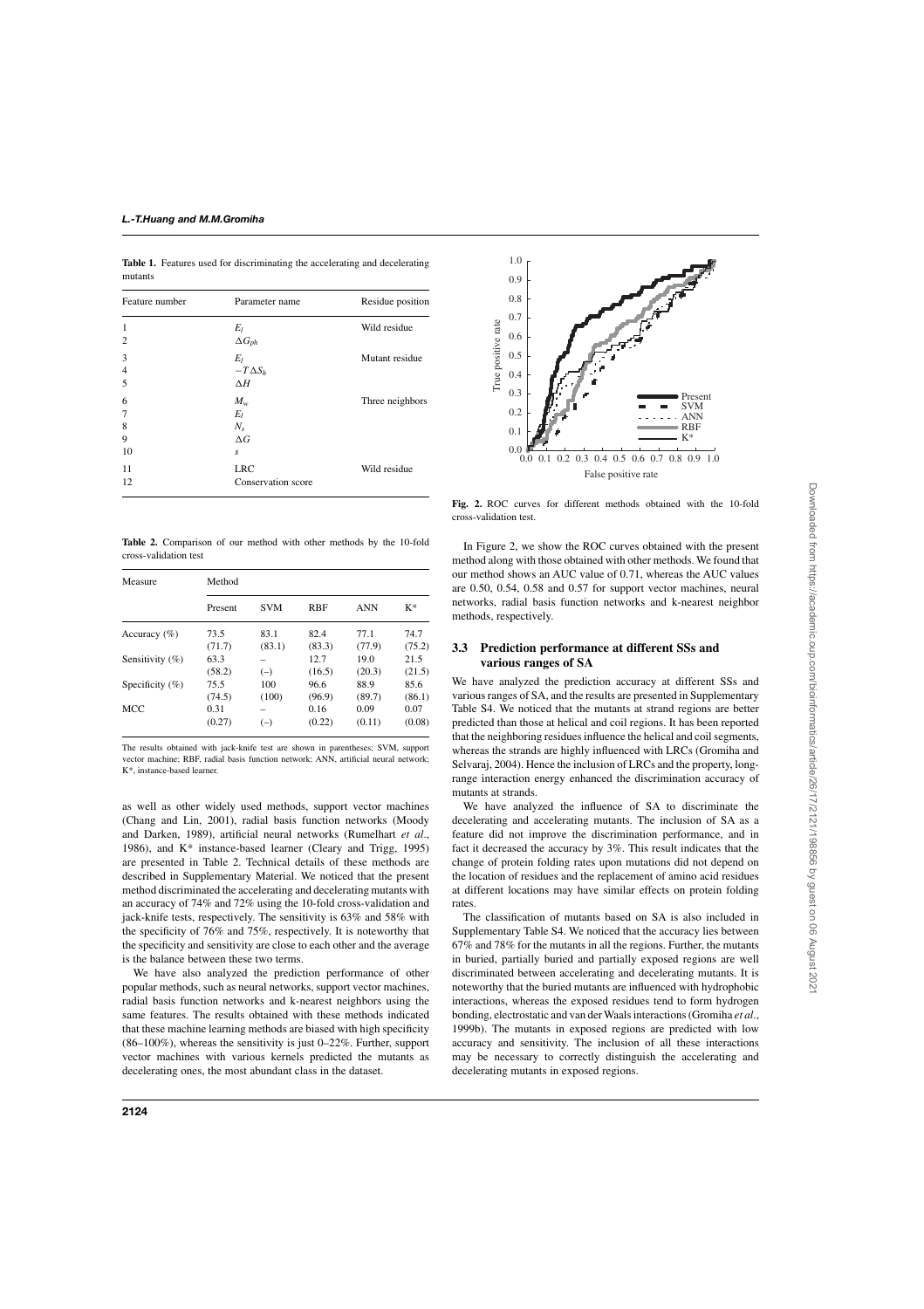**Table 1.** Features used for discriminating the accelerating and decelerating mutants

| Feature number | Parameter name | Residue position |
|---|---|---|
| 1 | $E_l$ | Wild residue |
| 2 | $\Delta G_{ph}$ | |
| 3 | $E_l$ | Mutant residue |
| 4 | $-T\Delta S_h$ | |
| 5 | $\Delta H$ | |
| 6 | $M_w$ | Three neighbors |
| 7 | $E_l$ | |
| 8 | $N_s$ | |
| 9 | $\Delta G$ | |
| 10 | $s$ | |
| 11 | LRC | Wild residue |
| 12 | Conservation score | |

**Table 2.** Comparison of our method with other methods by the 10-fold cross-validation test

| Measure | Method | | | | |
|---|---|---|---|---|---|
| | Present | SVM | RBF | ANN | K* |
| Accuracy (%) | 73.5 (71.7) | 83.1 (83.1) | 82.4 (83.3) | 77.1 (77.9) | 74.7 (75.2) |
| Sensitivity (%) | 63.3 (58.2) | – (–) | 12.7 (16.5) | 19.0 (20.3) | 21.5 (21.5) |
| Specificity (%) | 75.5 (74.5) | 100 (100) | 96.6 (96.9) | 88.9 (89.7) | 85.6 (86.1) |
| MCC | 0.31 (0.27) | – (–) | 0.16 (0.22) | 0.09 (0.11) | 0.07 (0.08) |

The results obtained with jack-knife test are shown in parentheses; SVM, support vector machine; RBF, radial basis function network; ANN, artificial neural network; K*, instance-based learner.

as well as other widely used methods, support vector machines (Chang and Lin, 2001), radial basis function networks (Moody and Darken, 1989), artificial neural networks (Rumelhart *et al*., 1986), and K* instance-based learner (Cleary and Trigg, 1995) are presented in Table 2. Technical details of these methods are described in Supplementary Material. We noticed that the present method discriminated the accelerating and decelerating mutants with an accuracy of 74% and 72% using the 10-fold cross-validation and jack-knife tests, respectively. The sensitivity is 63% and 58% with the specificity of 76% and 75%, respectively. It is noteworthy that the specificity and sensitivity are close to each other and the average is the balance between these two terms.

We have also analyzed the prediction performance of other popular methods, such as neural networks, support vector machines, radial basis function networks and k-nearest neighbors using the same features. The results obtained with these methods indicated that these machine learning methods are biased with high specificity (86–100%), whereas the sensitivity is just 0–22%. Further, support vector machines with various kernels predicted the mutants as decelerating ones, the most abundant class in the dataset.

**Fig. 2.** ROC curves for different methods obtained with the 10-fold cross-validation test.

In Figure 2, we show the ROC curves obtained with the present method along with those obtained with other methods. We found that our method shows an AUC value of 0.71, whereas the AUC values are 0.50, 0.54, 0.58 and 0.57 for support vector machines, neural networks, radial basis function networks and k-nearest neighbor methods, respectively.

### 3.3 Prediction performance at different SSs and various ranges of SA

We have analyzed the prediction accuracy at different SSs and various ranges of SA, and the results are presented in Supplementary Table S4. We noticed that the mutants at strand regions are better predicted than those at helical and coil regions. It has been reported that the neighboring residues influence the helical and coil segments, whereas the strands are highly influenced with LRCs (Gromiha and Selvaraj, 2004). Hence the inclusion of LRCs and the property, long-range interaction energy enhanced the discrimination accuracy of mutants at strands.

We have analyzed the influence of SA to discriminate the decelerating and accelerating mutants. The inclusion of SA as a feature did not improve the discrimination performance, and in fact it decreased the accuracy by 3%. This result indicates that the change of protein folding rates upon mutations did not depend on the location of residues and the replacement of amino acid residues at different locations may have similar effects on protein folding rates.

The classification of mutants based on SA is also included in Supplementary Table S4. We noticed that the accuracy lies between 67% and 78% for the mutants in all the regions. Further, the mutants in buried, partially buried and partially exposed regions are well discriminated between accelerating and decelerating mutants. It is noteworthy that the buried mutants are influenced with hydrophobic interactions, whereas the exposed residues tend to form hydrogen bonding, electrostatic and van der Waals interactions (Gromiha *et al*., 1999b). The mutants in exposed regions are predicted with low accuracy and sensitivity. The inclusion of all these interactions may be necessary to correctly distinguish the accelerating and decelerating mutants in exposed regions.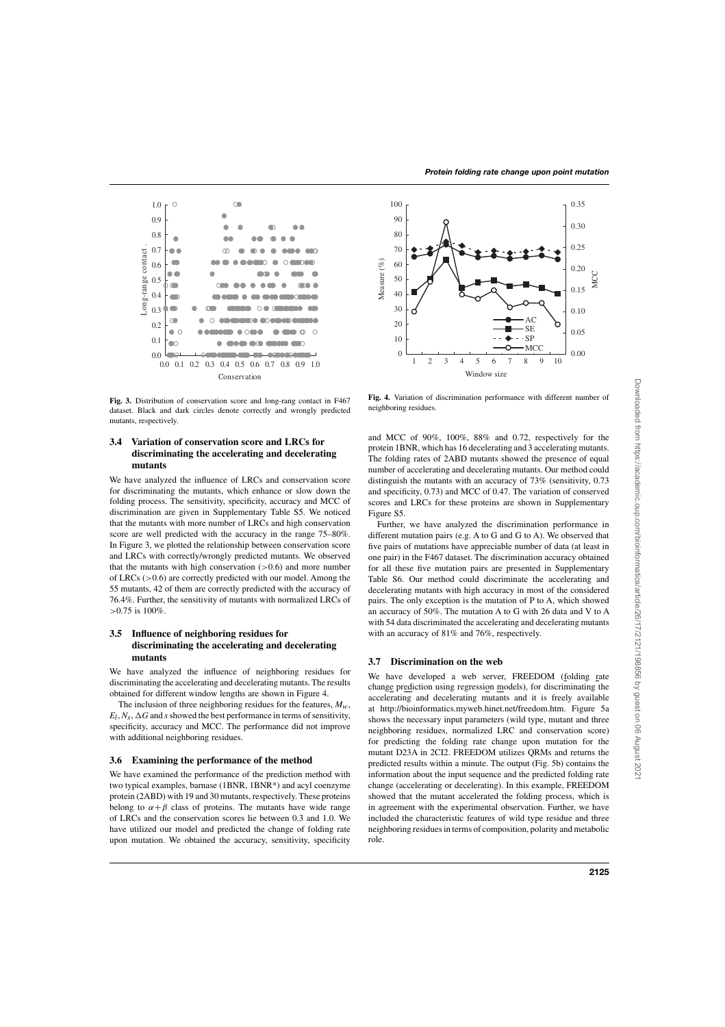**Fig. 3.** Distribution of conservation score and long-rang contact in F467 dataset. Black and dark circles denote correctly and wrongly predicted mutants, respectively.

**Fig. 4.** Variation of discrimination performance with different number of neighboring residues.

### 3.4 Variation of conservation score and LRCs for discriminating the accelerating and decelerating mutants

We have analyzed the influence of LRCs and conservation score for discriminating the mutants, which enhance or slow down the folding process. The sensitivity, specificity, accuracy and MCC of discrimination are given in Supplementary Table S5. We noticed that the mutants with more number of LRCs and high conservation score are well predicted with the accuracy in the range 75–80%. In Figure 3, we plotted the relationship between conservation score and LRCs with correctly/wrongly predicted mutants. We observed that the mutants with high conservation (>0.6) and more number of LRCs (>0.6) are correctly predicted with our model. Among the 55 mutants, 42 of them are correctly predicted with the accuracy of 76.4%. Further, the sensitivity of mutants with normalized LRCs of >0.75 is 100%.

### 3.5 Influence of neighboring residues for discriminating the accelerating and decelerating mutants

We have analyzed the influence of neighboring residues for discriminating the accelerating and decelerating mutants. The results obtained for different window lengths are shown in Figure 4.

The inclusion of three neighboring residues for the features, $M_w$, $E_l$, $N_s$, $\Delta G$ and $s$ showed the best performance in terms of sensitivity, specificity, accuracy and MCC. The performance did not improve with additional neighboring residues.

### 3.6 Examining the performance of the method

We have examined the performance of the prediction method with two typical examples, barnase (1BNR, 1BNR*) and acyl coenzyme protein (2ABD) with 19 and 30 mutants, respectively. These proteins belong to $\alpha+\beta$ class of proteins. The mutants have wide range of LRCs and the conservation scores lie between 0.3 and 1.0. We have utilized our model and predicted the change of folding rate upon mutation. We obtained the accuracy, sensitivity, specificity and MCC of 90%, 100%, 88% and 0.72, respectively for the protein 1BNR, which has 16 decelerating and 3 accelerating mutants. The folding rates of 2ABD mutants showed the presence of equal number of accelerating and decelerating mutants. Our method could distinguish the mutants with an accuracy of 73% (sensitivity, 0.73 and specificity, 0.73) and MCC of 0.47. The variation of conserved scores and LRCs for these proteins are shown in Supplementary Figure S5.

Further, we have analyzed the discrimination performance in different mutation pairs (e.g. A to G and G to A). We observed that five pairs of mutations have appreciable number of data (at least in one pair) in the F467 dataset. The discrimination accuracy obtained for all these five mutation pairs are presented in Supplementary Table S6. Our method could discriminate the accelerating and decelerating mutants with high accuracy in most of the considered pairs. The only exception is the mutation of P to A, which showed an accuracy of 50%. The mutation A to G with 26 data and V to A with 54 data discriminated the accelerating and decelerating mutants with an accuracy of 81% and 76%, respectively.

### 3.7 Discrimination on the web

We have developed a web server, FREEDOM (folding rate change prediction using regression models), for discriminating the accelerating and decelerating mutants and it is freely available at http://bioinformatics.myweb.hinet.net/freedom.htm. Figure 5a shows the necessary input parameters (wild type, mutant and three neighboring residues, normalized LRC and conservation score) for predicting the folding rate change upon mutation for the mutant D23A in 2CI2. FREEDOM utilizes QRMs and returns the predicted results within a minute. The output (Fig. 5b) contains the information about the input sequence and the predicted folding rate change (accelerating or decelerating). In this example, FREEDOM showed that the mutant accelerated the folding process, which is in agreement with the experimental observation. Further, we have included the characteristic features of wild type residue and three neighboring residues in terms of composition, polarity and metabolic role.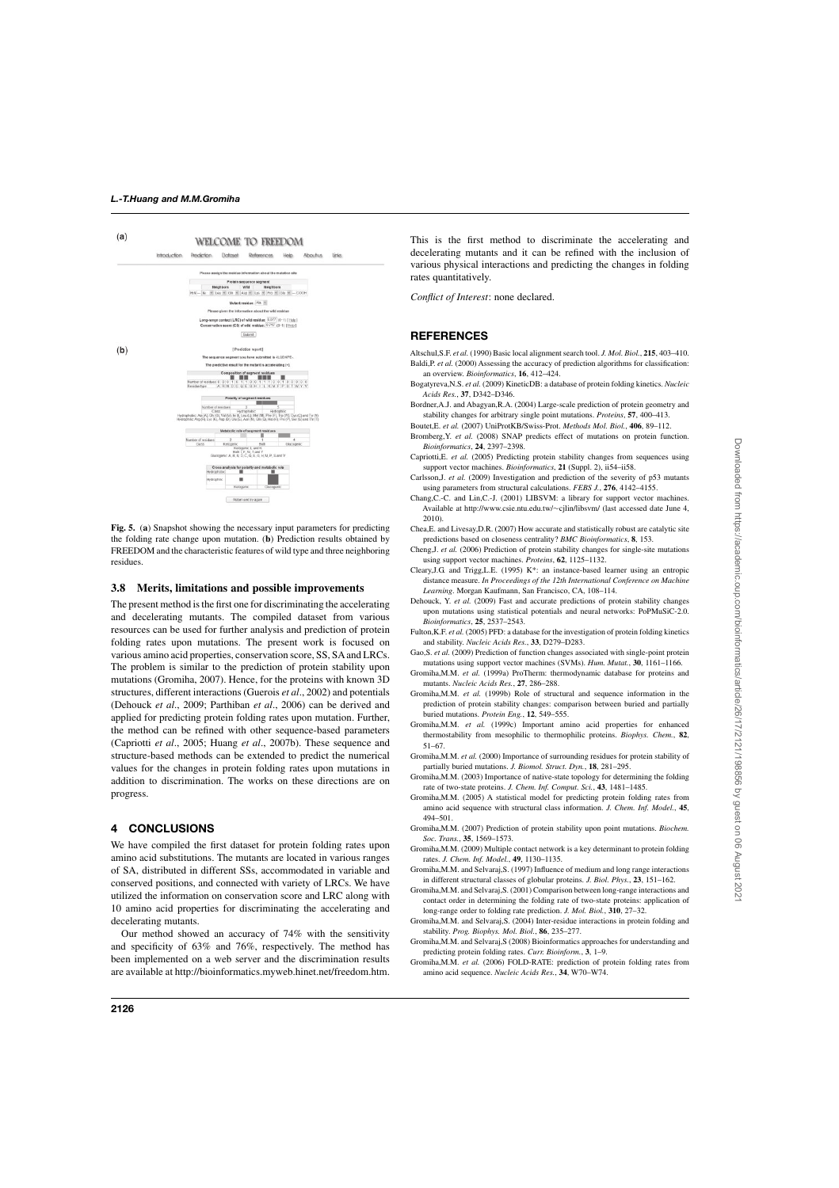Fig. 5. (**a**) Snapshot showing the necessary input parameters for predicting the folding rate change upon mutation. (**b**) Prediction results obtained by FREEDOM and the characteristic features of wild type and three neighboring residues.

### 3.8 Merits, limitations and possible improvements

The present method is the first one for discriminating the accelerating and decelerating mutants. The compiled dataset from various resources can be used for further analysis and prediction of protein folding rates upon mutations. The present work is focused on various amino acid properties, conservation score, SS, SA and LRCs. The problem is similar to the prediction of protein stability upon mutations (Gromiha, 2007). Hence, for the proteins with known 3D structures, different interactions (Guerois *et al*., 2002) and potentials (Dehouck *et al*., 2009; Parthiban *et al*., 2006) can be derived and applied for predicting protein folding rates upon mutation. Further, the method can be refined with other sequence-based parameters (Capriotti *et al*., 2005; Huang *et al*., 2007b). These sequence and structure-based methods can be extended to predict the numerical values for the changes in protein folding rates upon mutations in addition to discrimination. The works on these directions are on progress.

## 4 CONCLUSIONS

We have compiled the first dataset for protein folding rates upon amino acid substitutions. The mutants are located in various ranges of SA, distributed in different SSs, accommodated in variable and conserved positions, and connected with variety of LRCs. We have utilized the information on conservation score and LRC along with 10 amino acid properties for discriminating the accelerating and decelerating mutants.

Our method showed an accuracy of 74% with the sensitivity and specificity of 63% and 76%, respectively. The method has been implemented on a web server and the discrimination results are available at http://bioinformatics.myweb.hinet.net/freedom.htm. This is the first method to discriminate the accelerating and decelerating mutants and it can be refined with the inclusion of various physical interactions and predicting the changes in folding rates quantitatively.

*Conflict of Interest*: none declared.

## REFERENCES

Altschul,S.F. *et al*. (1990) Basic local alignment search tool. *J. Mol. Biol.*, **215**, 403–410.

Baldi,P. *et al*. (2000) Assessing the accuracy of prediction algorithms for classification: an overview. *Bioinformatics*, **16**, 412–424.

Bogatyreva,N.S. *et al*. (2009) KineticDB: a database of protein folding kinetics. *Nucleic Acids Res.*, **37**, D342–D346.

Bordner,A.J. and Abagyan,R.A. (2004) Large-scale prediction of protein geometry and stability changes for arbitrary single point mutations. *Proteins*, **57**, 400–413.

Boutet,E. *et al*. (2007) UniProtKB/Swiss-Prot. *Methods Mol. Biol.*, **406**, 89–112.

Bromberg,Y. *et al*. (2008) SNAP predicts effect of mutations on protein function. *Bioinformatics*, **24**, 2397–2398.

Capriotti,E. *et al*. (2005) Predicting protein stability changes from sequences using support vector machines. *Bioinformatics*, **21** (Suppl. 2), ii54–ii58.

Carlsson,J. *et al*. (2009) Investigation and prediction of the severity of p53 mutants using parameters from structural calculations. *FEBS J.*, **276**, 4142–4155.

Chang,C.-C. and Lin,C.-J. (2001) LIBSVM: a library for support vector machines. Available at http://www.csie.ntu.edu.tw/~cjlin/libsvm/ (last accessed date June 4, 2010).

Chea,E. and Livesay,D.R. (2007) How accurate and statistically robust are catalytic site predictions based on closeness centrality? *BMC Bioinformatics*, **8**, 153.

Cheng,J. *et al*. (2006) Prediction of protein stability changes for single-site mutations using support vector machines. *Proteins*, **62**, 1125–1132.

Cleary,J.G. and Trigg,L.E. (1995) K*: an instance-based learner using an entropic distance measure. *In Proceedings of the 12th International Conference on Machine Learning*. Morgan Kaufmann, San Francisco, CA, 108–114.

Dehouck, Y. *et al*. (2009) Fast and accurate predictions of protein stability changes upon mutations using statistical potentials and neural networks: PoPMuSiC-2.0. *Bioinformatics*, **25**, 2537–2543.

Fulton,K.F. *et al*. (2005) PFD: a database for the investigation of protein folding kinetics and stability. *Nucleic Acids Res.*, **33**, D279–D283.

Gao,S. *et al*. (2009) Prediction of function changes associated with single-point protein mutations using support vector machines (SVMs). *Hum. Mutat.*, **30**, 1161–1166.

Gromiha,M.M. *et al*. (1999a) ProTherm: thermodynamic database for proteins and mutants. *Nucleic Acids Res.*, **27**, 286–288.

Gromiha,M.M. *et al*. (1999b) Role of structural and sequence information in the prediction of protein stability changes: comparison between buried and partially buried mutations. *Protein Eng.*, **12**, 549–555.

Gromiha,M.M. *et al*. (1999c) Important amino acid properties for enhanced thermostability from mesophilic to thermophilic proteins. *Biophys. Chem.*, **82**, 51–67.

Gromiha,M.M. *et al*. (2000) Importance of surrounding residues for protein stability of partially buried mutations. *J. Biomol. Struct. Dyn.*, **18**, 281–295.

Gromiha,M.M. (2003) Importance of native-state topology for determining the folding rate of two-state proteins. *J. Chem. Inf. Comput. Sci.*, **43**, 1481–1485.

Gromiha,M.M. (2005) A statistical model for predicting protein folding rates from amino acid sequence with structural class information. *J. Chem. Inf. Model.*, **45**, 494–501.

Gromiha,M.M. (2007) Prediction of protein stability upon point mutations. *Biochem. Soc. Trans.*, **35**, 1569–1573.

Gromiha,M.M. (2009) Multiple contact network is a key determinant to protein folding rates. *J. Chem. Inf. Model.*, **49**, 1130–1135.

Gromiha,M.M. and Selvaraj,S. (1997) Influence of medium and long range interactions in different structural classes of globular proteins. *J. Biol. Phys.*, **23**, 151–162.

Gromiha,M.M. and Selvaraj,S. (2001) Comparison between long-range interactions and contact order in determining the folding rate of two-state proteins: application of long-range order to folding rate prediction. *J. Mol. Biol.*, **310**, 27–32.

Gromiha,M.M. and Selvaraj,S. (2004) Inter-residue interactions in protein folding and stability. *Prog. Biophys. Mol. Biol.*, **86**, 235–277.

Gromiha,M.M. and Selvaraj,S (2008) Bioinformatics approaches for understanding and predicting protein folding rates. *Curr. Bioinform.*, **3**, 1–9.

Gromiha,M.M. *et al*. (2006) FOLD-RATE: prediction of protein folding rates from amino acid sequence. *Nucleic Acids Res.*, **34**, W70–W74.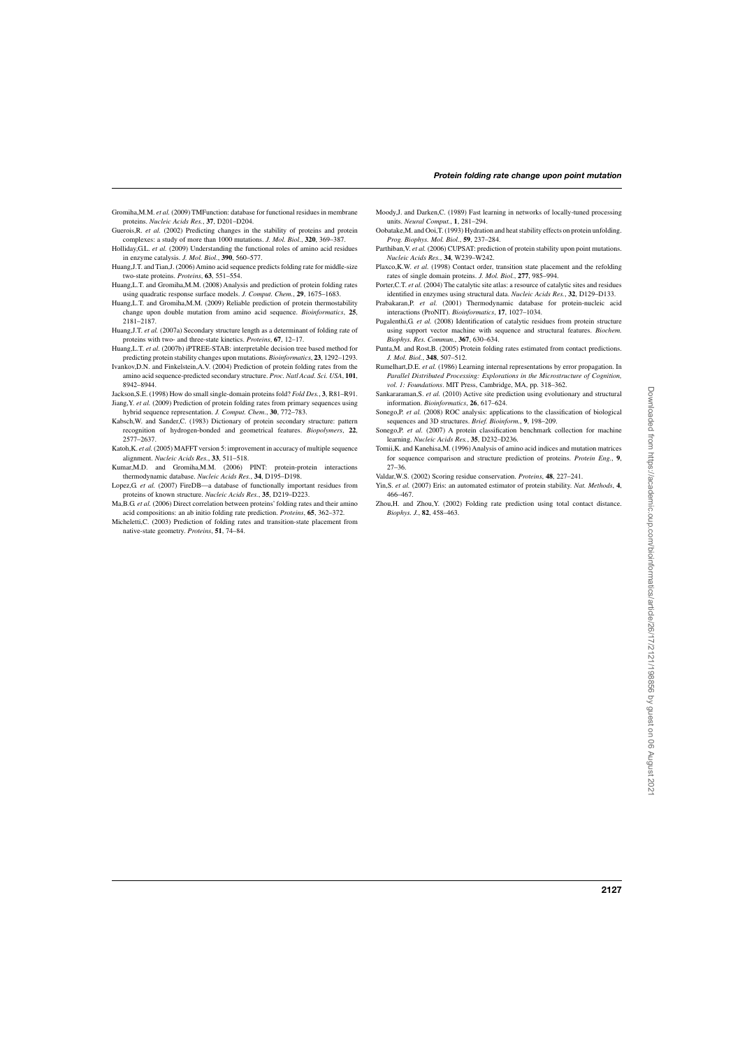Gromiha,M.M. *et al.* (2009) TMFunction: database for functional residues in membrane proteins. *Nucleic Acids Res.*, **37**, D201–D204.

Guerois,R. *et al.* (2002) Predicting changes in the stability of proteins and protein complexes: a study of more than 1000 mutations. *J. Mol. Biol.*, **320**, 369–387.

Holliday,G.L. *et al.* (2009) Understanding the functional roles of amino acid residues in enzyme catalysis. *J. Mol. Biol.*, **390**, 560–577.

Huang,J.T. and Tian,J. (2006) Amino acid sequence predicts folding rate for middle-size two-state proteins. *Proteins*, **63**, 551–554.

Huang,L.T. and Gromiha,M.M. (2008) Analysis and prediction of protein folding rates using quadratic response surface models. *J. Comput. Chem.*, **29**, 1675–1683.

Huang,L.T. and Gromiha,M.M. (2009) Reliable prediction of protein thermostability change upon double mutation from amino acid sequence. *Bioinformatics*, **25**, 2181–2187.

Huang,J.T. *et al.* (2007a) Secondary structure length as a determinant of folding rate of proteins with two- and three-state kinetics. *Proteins*, **67**, 12–17.

Huang,L.T. *et al.* (2007b) iPTREE-STAB: interpretable decision tree based method for predicting protein stability changes upon mutations. *Bioinformatics*, **23**, 1292–1293.

Ivankov,D.N. and Finkelstein,A.V. (2004) Prediction of protein folding rates from the amino acid sequence-predicted secondary structure. *Proc. Natl Acad. Sci. USA*, **101**, 8942–8944.

Jackson,S.E. (1998) How do small single-domain proteins fold? *Fold Des.*, **3**, R81–R91.

Jiang,Y. *et al.* (2009) Prediction of protein folding rates from primary sequences using hybrid sequence representation. *J. Comput. Chem.*, **30**, 772–783.

Kabsch,W. and Sander,C. (1983) Dictionary of protein secondary structure: pattern recognition of hydrogen-bonded and geometrical features. *Biopolymers*, **22**, 2577–2637.

Katoh,K. *et al.* (2005) MAFFT version 5: improvement in accuracy of multiple sequence alignment. *Nucleic Acids Res.*, **33**, 511–518.

Kumar,M.D. and Gromiha,M.M. (2006) PINT: protein-protein interactions thermodynamic database. *Nucleic Acids Res.*, **34**, D195–D198.

Lopez,G. *et al.* (2007) FireDB—a database of functionally important residues from proteins of known structure. *Nucleic Acids Res.*, **35**, D219–D223.

Ma,B.G. *et al.* (2006) Direct correlation between proteins' folding rates and their amino acid compositions: an ab initio folding rate prediction. *Proteins*, **65**, 362–372.

Micheletti,C. (2003) Prediction of folding rates and transition-state placement from native-state geometry. *Proteins*, **51**, 74–84.

Moody,J. and Darken,C. (1989) Fast learning in networks of locally-tuned processing units. *Neural Comput.*, **1**, 281–294.

Oobatake,M. and Ooi,T. (1993) Hydration and heat stability effects on protein unfolding. *Prog. Biophys. Mol. Biol.*, **59**, 237–284.

Parthiban,V. *et al.* (2006) CUPSAT: prediction of protein stability upon point mutations. *Nucleic Acids Res.*, **34**, W239–W242.

Plaxco,K.W. *et al.* (1998) Contact order, transition state placement and the refolding rates of single domain proteins. *J. Mol. Biol.*, **277**, 985–994.

Porter,C.T. *et al.* (2004) The catalytic site atlas: a resource of catalytic sites and residues identified in enzymes using structural data. *Nucleic Acids Res.*, **32**, D129–D133.

Prabakaran,P. *et al.* (2001) Thermodynamic database for protein-nucleic acid interactions (ProNIT). *Bioinformatics*, **17**, 1027–1034.

Pugalenthi,G. *et al.* (2008) Identification of catalytic residues from protein structure using support vector machine with sequence and structural features. *Biochem. Biophys. Res. Commun.*, **367**, 630–634.

Punta,M. and Rost,B. (2005) Protein folding rates estimated from contact predictions. *J. Mol. Biol.*, **348**, 507–512.

Rumelhart,D.E. *et al.* (1986) Learning internal representations by error propagation. In *Parallel Distributed Processing: Explorations in the Microstructure of Cognition, vol. 1: Foundations*. MIT Press, Cambridge, MA, pp. 318–362.

Sankararaman,S. *et al.* (2010) Active site prediction using evolutionary and structural information. *Bioinformatics*, **26**, 617–624.

Sonego,P. *et al.* (2008) ROC analysis: applications to the classification of biological sequences and 3D structures. *Brief. Bioinform.*, **9**, 198–209.

Sonego,P. *et al.* (2007) A protein classification benchmark collection for machine learning. *Nucleic Acids Res.*, **35**, D232–D236.

Tomii,K. and Kanehisa,M. (1996) Analysis of amino acid indices and mutation matrices for sequence comparison and structure prediction of proteins. *Protein Eng.*, **9**, 27–36.

Valdar,W.S. (2002) Scoring residue conservation. *Proteins*, **48**, 227–241.

Yin,S. *et al.* (2007) Eris: an automated estimator of protein stability. *Nat. Methods*, **4**, 466–467.

Zhou,H. and Zhou,Y. (2002) Folding rate prediction using total contact distance. *Biophys. J.*, **82**, 458–463.